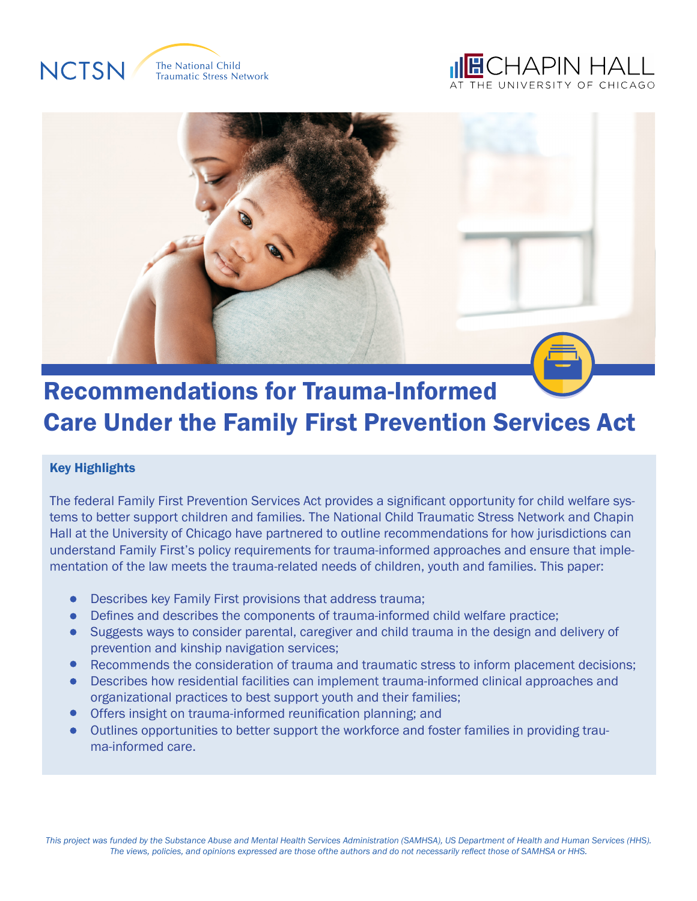NCTSN The National Child Traumatic Stress Network

CHAPIN HALL AT THE UNIVERSITY OF CHICAGO

# Recommendations for Trauma-Informed Care Under the Family First Prevention Services Act

### Key Highlights

The federal Family First Prevention Services Act provides a significant opportunity for child welfare systems to better support children and families. The National Child Traumatic Stress Network and Chapin Hall at the University of Chicago have partnered to outline recommendations for how jurisdictions can understand Family First's policy requirements for trauma-informed approaches and ensure that implementation of the law meets the trauma-related needs of children, youth and families. This paper:

- Describes key Family First provisions that address trauma;
- Defines and describes the components of trauma-informed child welfare practice;
- Suggests ways to consider parental, caregiver and child trauma in the design and delivery of prevention and kinship navigation services;
- Recommends the consideration of trauma and traumatic stress to inform placement decisions;
- Describes how residential facilities can implement trauma-informed clinical approaches and organizational practices to best support youth and their families;
- Offers insight on trauma-informed reunification planning; and
- Outlines opportunities to better support the workforce and foster families in providing trauma-informed care.

*This project was funded by the Substance Abuse and Mental Health Services Administration (SAMHSA), US Department of Health and Human Services (HHS). The views, policies, and opinions expressed are those ofthe authors and do not necessarily reflect those of SAMHSA or HHS.*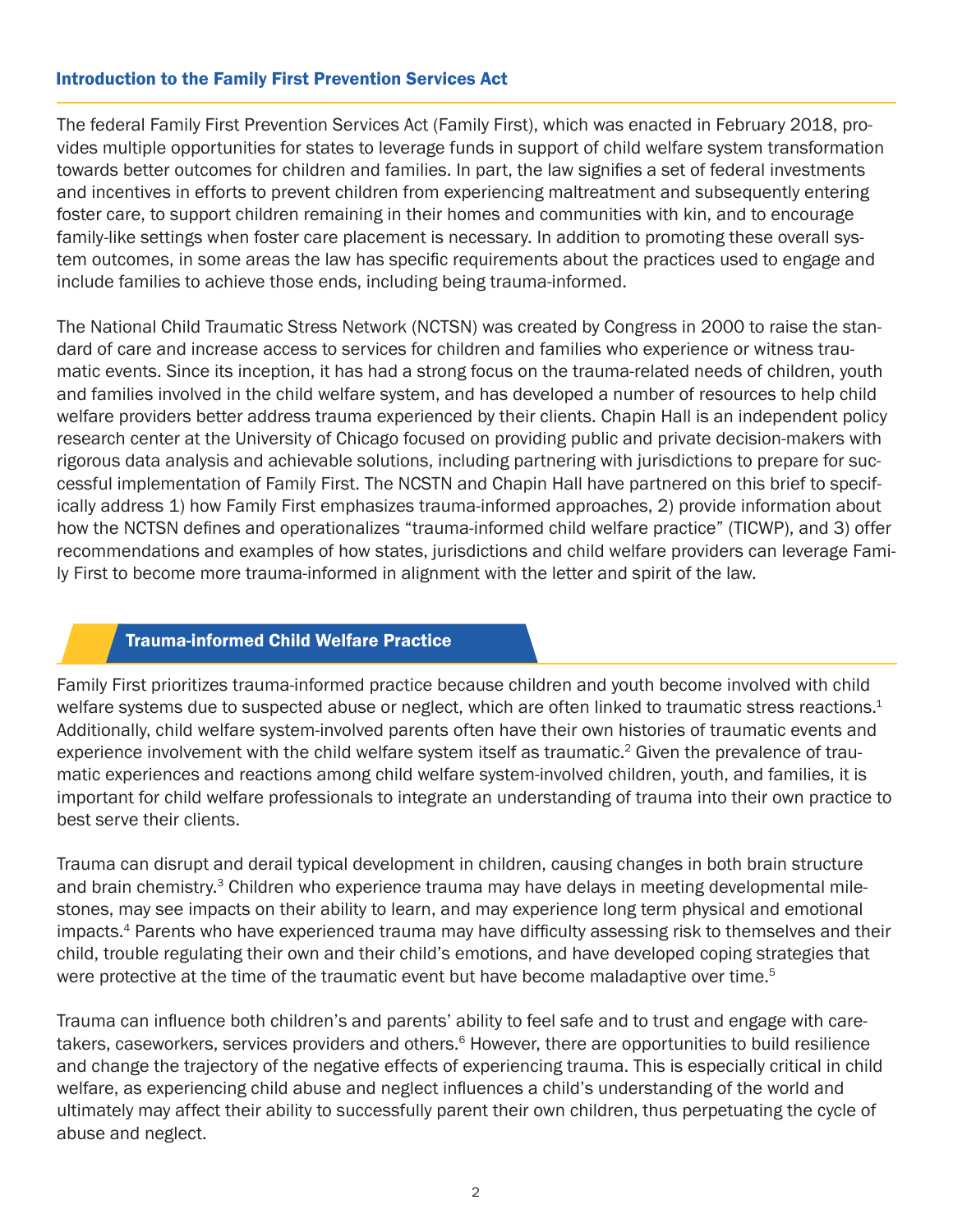## Introduction to the Family First Prevention Services Act

The federal Family First Prevention Services Act (Family First), which was enacted in February 2018, provides multiple opportunities for states to leverage funds in support of child welfare system transformation towards better outcomes for children and families. In part, the law signifies a set of federal investments and incentives in efforts to prevent children from experiencing maltreatment and subsequently entering foster care, to support children remaining in their homes and communities with kin, and to encourage family-like settings when foster care placement is necessary. In addition to promoting these overall system outcomes, in some areas the law has specific requirements about the practices used to engage and include families to achieve those ends, including being trauma-informed.

The National Child Traumatic Stress Network (NCTSN) was created by Congress in 2000 to raise the standard of care and increase access to services for children and families who experience or witness traumatic events. Since its inception, it has had a strong focus on the trauma-related needs of children, youth and families involved in the child welfare system, and has developed a number of resources to help child welfare providers better address trauma experienced by their clients. Chapin Hall is an independent policy research center at the University of Chicago focused on providing public and private decision-makers with rigorous data analysis and achievable solutions, including partnering with jurisdictions to prepare for successful implementation of Family First. The NCSTN and Chapin Hall have partnered on this brief to specifically address 1) how Family First emphasizes trauma-informed approaches, 2) provide information about how the NCTSN defines and operationalizes "trauma-informed child welfare practice" (TICWP), and 3) offer recommendations and examples of how states, jurisdictions and child welfare providers can leverage Family First to become more trauma-informed in alignment with the letter and spirit of the law.

## Trauma-informed Child Welfare Practice

Family First prioritizes trauma-informed practice because children and youth become involved with child welfare systems due to suspected abuse or neglect, which are often linked to traumatic stress reactions.[1] Additionally, child welfare system-involved parents often have their own histories of traumatic events and experience involvement with the child welfare system itself as traumatic.[2] Given the prevalence of traumatic experiences and reactions among child welfare system-involved children, youth, and families, it is important for child welfare professionals to integrate an understanding of trauma into their own practice to best serve their clients.

Trauma can disrupt and derail typical development in children, causing changes in both brain structure and brain chemistry.[3] Children who experience trauma may have delays in meeting developmental milestones, may see impacts on their ability to learn, and may experience long term physical and emotional impacts.[4] Parents who have experienced trauma may have difficulty assessing risk to themselves and their child, trouble regulating their own and their child's emotions, and have developed coping strategies that were protective at the time of the traumatic event but have become maladaptive over time.[5]

Trauma can influence both children's and parents' ability to feel safe and to trust and engage with caretakers, caseworkers, services providers and others.[6] However, there are opportunities to build resilience and change the trajectory of the negative effects of experiencing trauma. This is especially critical in child welfare, as experiencing child abuse and neglect influences a child's understanding of the world and ultimately may affect their ability to successfully parent their own children, thus perpetuating the cycle of abuse and neglect.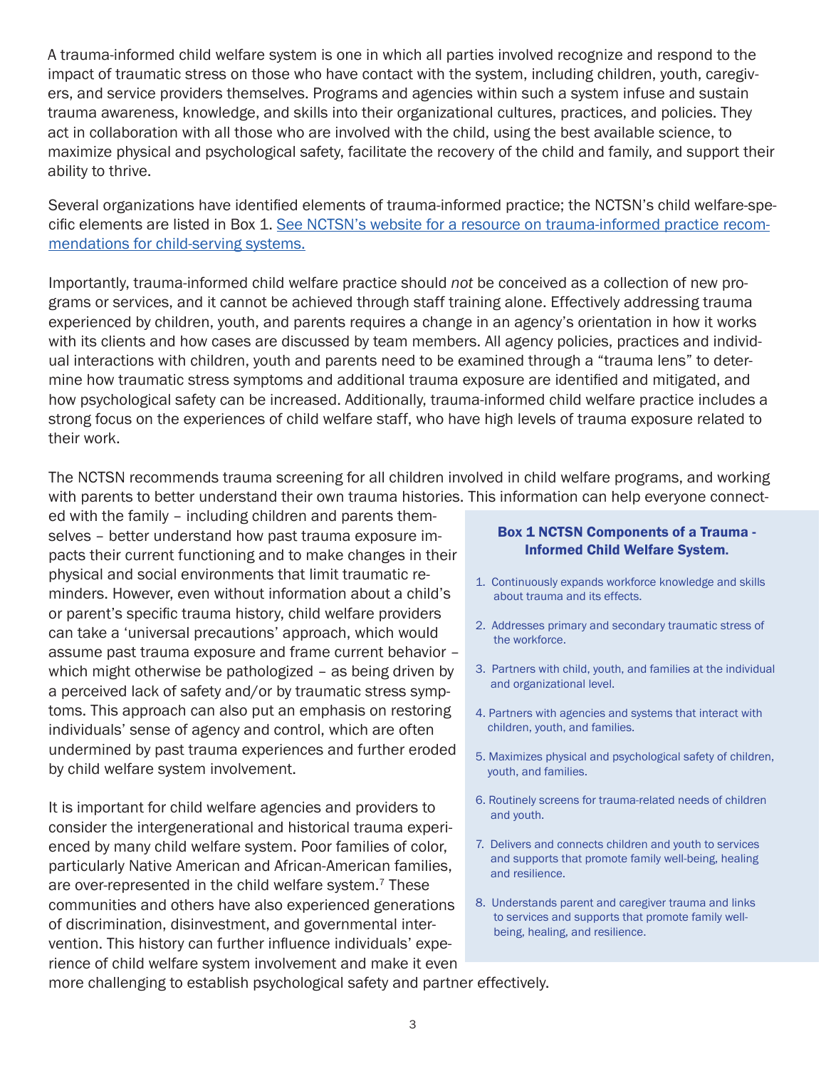A trauma-informed child welfare system is one in which all parties involved recognize and respond to the impact of traumatic stress on those who have contact with the system, including children, youth, caregivers, and service providers themselves. Programs and agencies within such a system infuse and sustain trauma awareness, knowledge, and skills into their organizational cultures, practices, and policies. They act in collaboration with all those who are involved with the child, using the best available science, to maximize physical and psychological safety, facilitate the recovery of the child and family, and support their ability to thrive.

Several organizations have identified elements of trauma-informed practice; the NCTSN's child welfare-specific elements are listed in Box 1. See NCTSN's website for a resource on trauma-informed practice recommendations for child-serving systems.

Importantly, trauma-informed child welfare practice should *not* be conceived as a collection of new programs or services, and it cannot be achieved through staff training alone. Effectively addressing trauma experienced by children, youth, and parents requires a change in an agency's orientation in how it works with its clients and how cases are discussed by team members. All agency policies, practices and individual interactions with children, youth and parents need to be examined through a "trauma lens" to determine how traumatic stress symptoms and additional trauma exposure are identified and mitigated, and how psychological safety can be increased. Additionally, trauma-informed child welfare practice includes a strong focus on the experiences of child welfare staff, who have high levels of trauma exposure related to their work.

The NCTSN recommends trauma screening for all children involved in child welfare programs, and working with parents to better understand their own trauma histories. This information can help everyone connected with the family – including children and parents themselves – better understand how past trauma exposure impacts their current functioning and to make changes in their physical and social environments that limit traumatic reminders. However, even without information about a child's or parent's specific trauma history, child welfare providers can take a 'universal precautions' approach, which would assume past trauma exposure and frame current behavior – which might otherwise be pathologized – as being driven by a perceived lack of safety and/or by traumatic stress symptoms. This approach can also put an emphasis on restoring individuals' sense of agency and control, which are often undermined by past trauma experiences and further eroded by child welfare system involvement.

It is important for child welfare agencies and providers to consider the intergenerational and historical trauma experienced by many child welfare system. Poor families of color, particularly Native American and African-American families, are over-represented in the child welfare system.[7] These communities and others have also experienced generations of discrimination, disinvestment, and governmental intervention. This history can further influence individuals' experience of child welfare system involvement and make it even more challenging to establish psychological safety and partner effectively.

**Box 1 NCTSN Components of a Trauma - Informed Child Welfare System.**

1. Continuously expands workforce knowledge and skills about trauma and its effects.
2. Addresses primary and secondary traumatic stress of the workforce.
3. Partners with child, youth, and families at the individual and organizational level.
4. Partners with agencies and systems that interact with children, youth, and families.
5. Maximizes physical and psychological safety of children, youth, and families.
6. Routinely screens for trauma-related needs of children and youth.
7. Delivers and connects children and youth to services and supports that promote family well-being, healing and resilience.
8. Understands parent and caregiver trauma and links to services and supports that promote family well-being, healing, and resilience.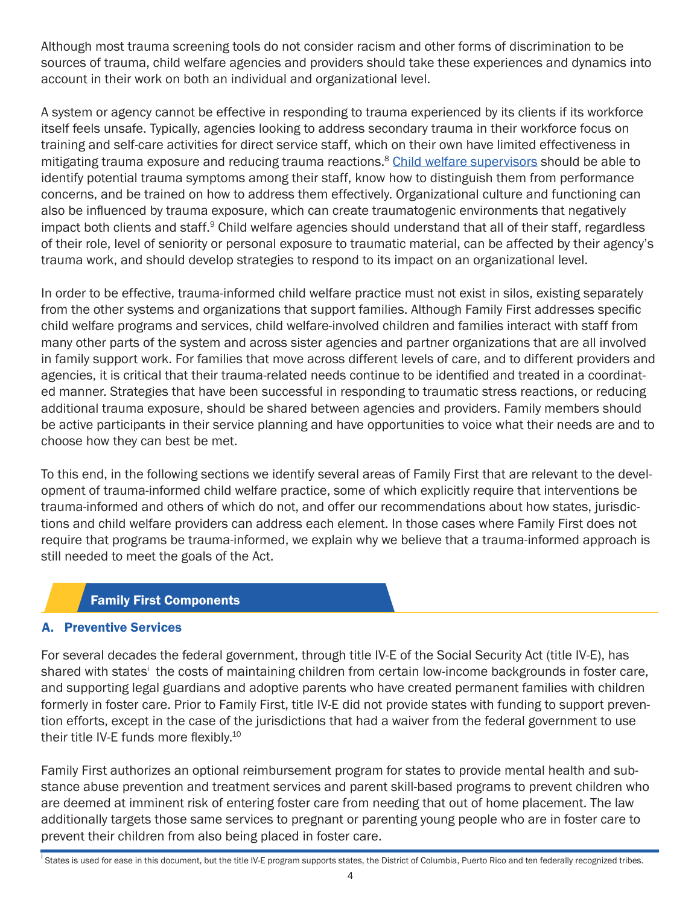Although most trauma screening tools do not consider racism and other forms of discrimination to be sources of trauma, child welfare agencies and providers should take these experiences and dynamics into account in their work on both an individual and organizational level.

A system or agency cannot be effective in responding to trauma experienced by its clients if its workforce itself feels unsafe. Typically, agencies looking to address secondary trauma in their workforce focus on training and self-care activities for direct service staff, which on their own have limited effectiveness in mitigating trauma exposure and reducing trauma reactions.[8] Child welfare supervisors should be able to identify potential trauma symptoms among their staff, know how to distinguish them from performance concerns, and be trained on how to address them effectively. Organizational culture and functioning can also be influenced by trauma exposure, which can create traumatogenic environments that negatively impact both clients and staff.[9] Child welfare agencies should understand that all of their staff, regardless of their role, level of seniority or personal exposure to traumatic material, can be affected by their agency's trauma work, and should develop strategies to respond to its impact on an organizational level.

In order to be effective, trauma-informed child welfare practice must not exist in silos, existing separately from the other systems and organizations that support families. Although Family First addresses specific child welfare programs and services, child welfare-involved children and families interact with staff from many other parts of the system and across sister agencies and partner organizations that are all involved in family support work. For families that move across different levels of care, and to different providers and agencies, it is critical that their trauma-related needs continue to be identified and treated in a coordinated manner. Strategies that have been successful in responding to traumatic stress reactions, or reducing additional trauma exposure, should be shared between agencies and providers. Family members should be active participants in their service planning and have opportunities to voice what their needs are and to choose how they can best be met.

To this end, in the following sections we identify several areas of Family First that are relevant to the development of trauma-informed child welfare practice, some of which explicitly require that interventions be trauma-informed and others of which do not, and offer our recommendations about how states, jurisdictions and child welfare providers can address each element. In those cases where Family First does not require that programs be trauma-informed, we explain why we believe that a trauma-informed approach is still needed to meet the goals of the Act.

## Family First Components

### A. Preventive Services

For several decades the federal government, through title IV-E of the Social Security Act (title IV-E), has shared with states[i] the costs of maintaining children from certain low-income backgrounds in foster care, and supporting legal guardians and adoptive parents who have created permanent families with children formerly in foster care. Prior to Family First, title IV-E did not provide states with funding to support prevention efforts, except in the case of the jurisdictions that had a waiver from the federal government to use their title IV-E funds more flexibly.[10]

Family First authorizes an optional reimbursement program for states to provide mental health and substance abuse prevention and treatment services and parent skill-based programs to prevent children who are deemed at imminent risk of entering foster care from needing that out of home placement. The law additionally targets those same services to pregnant or parenting young people who are in foster care to prevent their children from also being placed in foster care.

[i] States is used for ease in this document, but the title IV-E program supports states, the District of Columbia, Puerto Rico and ten federally recognized tribes.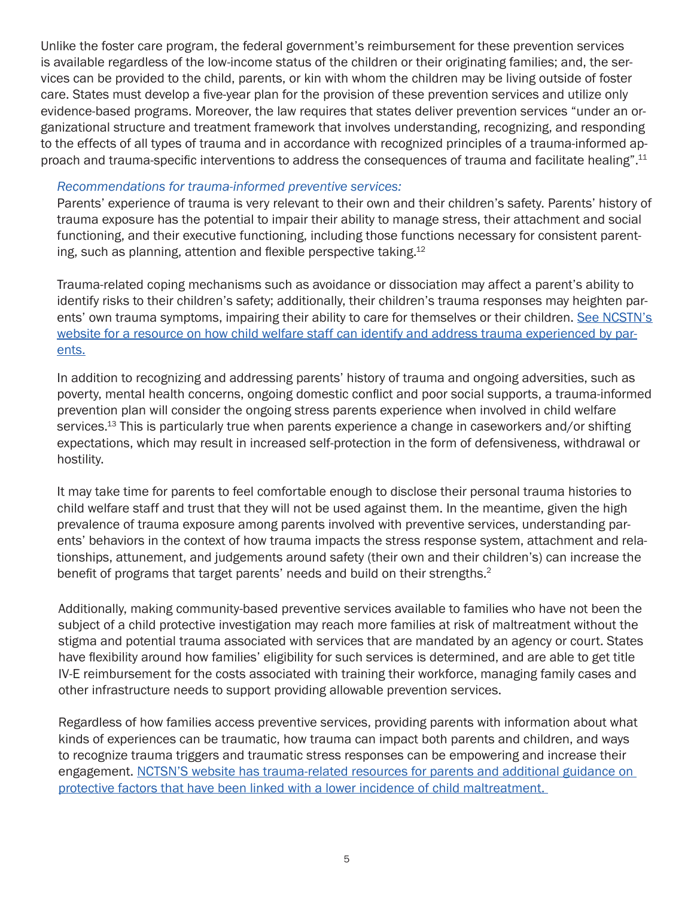Unlike the foster care program, the federal government's reimbursement for these prevention services is available regardless of the low-income status of the children or their originating families; and, the services can be provided to the child, parents, or kin with whom the children may be living outside of foster care. States must develop a five-year plan for the provision of these prevention services and utilize only evidence-based programs. Moreover, the law requires that states deliver prevention services "under an organizational structure and treatment framework that involves understanding, recognizing, and responding to the effects of all types of trauma and in accordance with recognized principles of a trauma-informed approach and trauma-specific interventions to address the consequences of trauma and facilitate healing".[11]

*Recommendations for trauma-informed preventive services:*

Parents' experience of trauma is very relevant to their own and their children's safety. Parents' history of trauma exposure has the potential to impair their ability to manage stress, their attachment and social functioning, and their executive functioning, including those functions necessary for consistent parenting, such as planning, attention and flexible perspective taking.[12]

Trauma-related coping mechanisms such as avoidance or dissociation may affect a parent's ability to identify risks to their children's safety; additionally, their children's trauma responses may heighten parents' own trauma symptoms, impairing their ability to care for themselves or their children. See NCSTN's website for a resource on how child welfare staff can identify and address trauma experienced by parents.

In addition to recognizing and addressing parents' history of trauma and ongoing adversities, such as poverty, mental health concerns, ongoing domestic conflict and poor social supports, a trauma-informed prevention plan will consider the ongoing stress parents experience when involved in child welfare services.[13] This is particularly true when parents experience a change in caseworkers and/or shifting expectations, which may result in increased self-protection in the form of defensiveness, withdrawal or hostility.

It may take time for parents to feel comfortable enough to disclose their personal trauma histories to child welfare staff and trust that they will not be used against them. In the meantime, given the high prevalence of trauma exposure among parents involved with preventive services, understanding parents' behaviors in the context of how trauma impacts the stress response system, attachment and relationships, attunement, and judgements around safety (their own and their children's) can increase the benefit of programs that target parents' needs and build on their strengths.[2]

Additionally, making community-based preventive services available to families who have not been the subject of a child protective investigation may reach more families at risk of maltreatment without the stigma and potential trauma associated with services that are mandated by an agency or court. States have flexibility around how families' eligibility for such services is determined, and are able to get title IV-E reimbursement for the costs associated with training their workforce, managing family cases and other infrastructure needs to support providing allowable prevention services.

Regardless of how families access preventive services, providing parents with information about what kinds of experiences can be traumatic, how trauma can impact both parents and children, and ways to recognize trauma triggers and traumatic stress responses can be empowering and increase their engagement. NCTSN'S website has trauma-related resources for parents and additional guidance on protective factors that have been linked with a lower incidence of child maltreatment.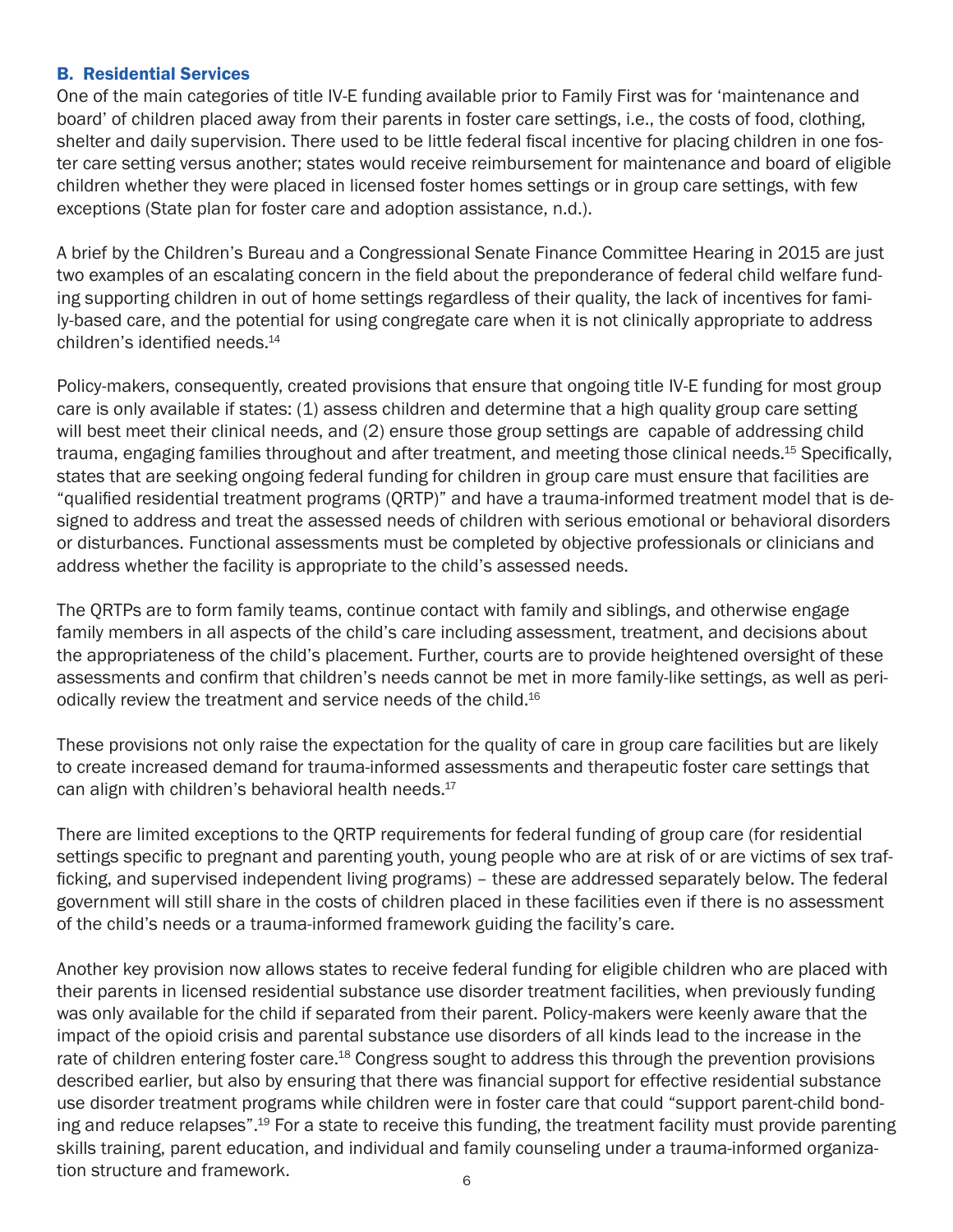### B. Residential Services

One of the main categories of title IV-E funding available prior to Family First was for 'maintenance and board' of children placed away from their parents in foster care settings, i.e., the costs of food, clothing, shelter and daily supervision. There used to be little federal fiscal incentive for placing children in one foster care setting versus another; states would receive reimbursement for maintenance and board of eligible children whether they were placed in licensed foster homes settings or in group care settings, with few exceptions (State plan for foster care and adoption assistance, n.d.).

A brief by the Children's Bureau and a Congressional Senate Finance Committee Hearing in 2015 are just two examples of an escalating concern in the field about the preponderance of federal child welfare funding supporting children in out of home settings regardless of their quality, the lack of incentives for family-based care, and the potential for using congregate care when it is not clinically appropriate to address children's identified needs.[14]

Policy-makers, consequently, created provisions that ensure that ongoing title IV-E funding for most group care is only available if states: (1) assess children and determine that a high quality group care setting will best meet their clinical needs, and (2) ensure those group settings are capable of addressing child trauma, engaging families throughout and after treatment, and meeting those clinical needs.[15] Specifically, states that are seeking ongoing federal funding for children in group care must ensure that facilities are "qualified residential treatment programs (QRTP)" and have a trauma-informed treatment model that is designed to address and treat the assessed needs of children with serious emotional or behavioral disorders or disturbances. Functional assessments must be completed by objective professionals or clinicians and address whether the facility is appropriate to the child's assessed needs.

The QRTPs are to form family teams, continue contact with family and siblings, and otherwise engage family members in all aspects of the child's care including assessment, treatment, and decisions about the appropriateness of the child's placement. Further, courts are to provide heightened oversight of these assessments and confirm that children's needs cannot be met in more family-like settings, as well as periodically review the treatment and service needs of the child.[16]

These provisions not only raise the expectation for the quality of care in group care facilities but are likely to create increased demand for trauma-informed assessments and therapeutic foster care settings that can align with children's behavioral health needs.[17]

There are limited exceptions to the QRTP requirements for federal funding of group care (for residential settings specific to pregnant and parenting youth, young people who are at risk of or are victims of sex trafficking, and supervised independent living programs) – these are addressed separately below. The federal government will still share in the costs of children placed in these facilities even if there is no assessment of the child's needs or a trauma-informed framework guiding the facility's care.

Another key provision now allows states to receive federal funding for eligible children who are placed with their parents in licensed residential substance use disorder treatment facilities, when previously funding was only available for the child if separated from their parent. Policy-makers were keenly aware that the impact of the opioid crisis and parental substance use disorders of all kinds lead to the increase in the rate of children entering foster care.[18] Congress sought to address this through the prevention provisions described earlier, but also by ensuring that there was financial support for effective residential substance use disorder treatment programs while children were in foster care that could "support parent-child bonding and reduce relapses".[19] For a state to receive this funding, the treatment facility must provide parenting skills training, parent education, and individual and family counseling under a trauma-informed organization structure and framework.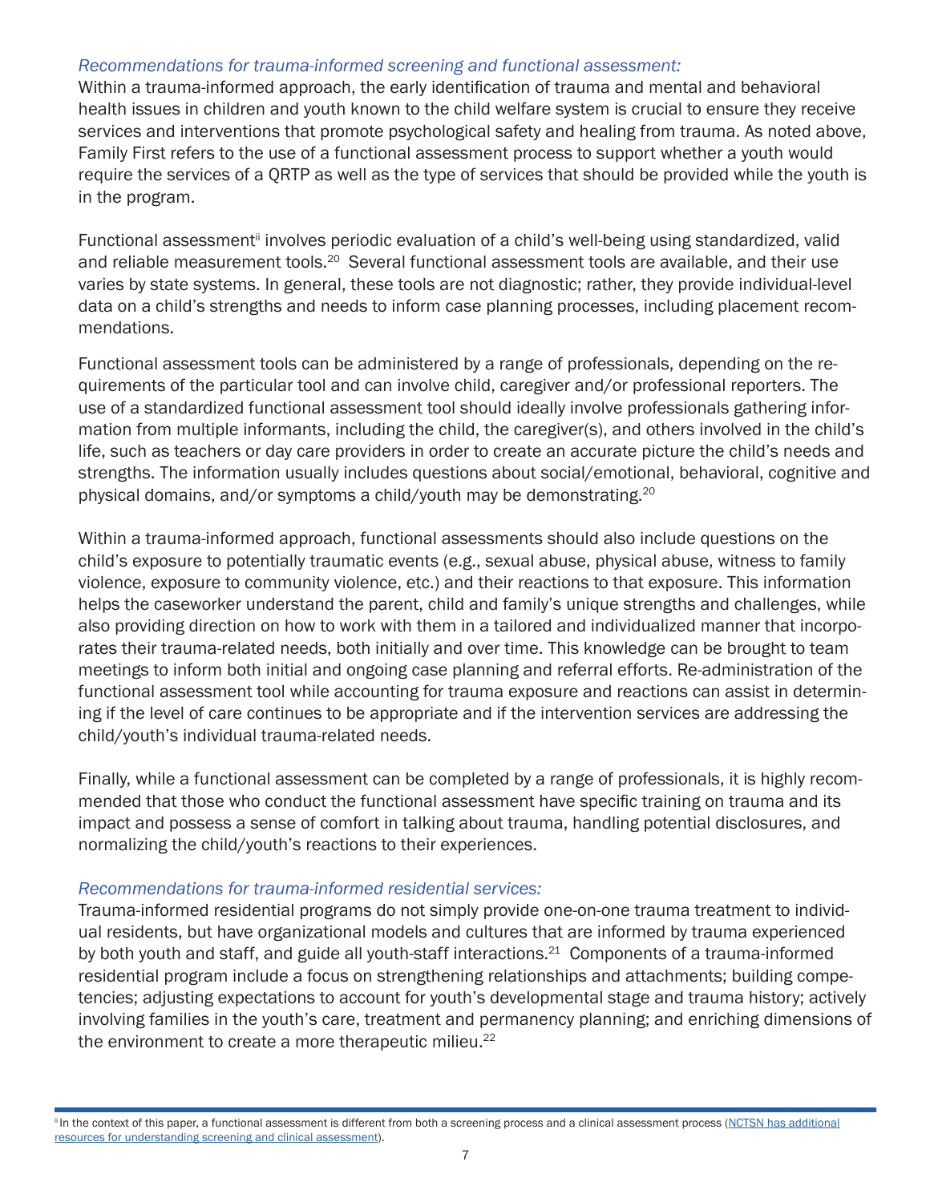*Recommendations for trauma-informed screening and functional assessment:*
Within a trauma-informed approach, the early identification of trauma and mental and behavioral health issues in children and youth known to the child welfare system is crucial to ensure they receive services and interventions that promote psychological safety and healing from trauma. As noted above, Family First refers to the use of a functional assessment process to support whether a youth would require the services of a QRTP as well as the type of services that should be provided while the youth is in the program.

Functional assessment[ii] involves periodic evaluation of a child's well-being using standardized, valid and reliable measurement tools.[20] Several functional assessment tools are available, and their use varies by state systems. In general, these tools are not diagnostic; rather, they provide individual-level data on a child's strengths and needs to inform case planning processes, including placement recommendations.

Functional assessment tools can be administered by a range of professionals, depending on the requirements of the particular tool and can involve child, caregiver and/or professional reporters. The use of a standardized functional assessment tool should ideally involve professionals gathering information from multiple informants, including the child, the caregiver(s), and others involved in the child's life, such as teachers or day care providers in order to create an accurate picture the child's needs and strengths. The information usually includes questions about social/emotional, behavioral, cognitive and physical domains, and/or symptoms a child/youth may be demonstrating.[20]

Within a trauma-informed approach, functional assessments should also include questions on the child's exposure to potentially traumatic events (e.g., sexual abuse, physical abuse, witness to family violence, exposure to community violence, etc.) and their reactions to that exposure. This information helps the caseworker understand the parent, child and family's unique strengths and challenges, while also providing direction on how to work with them in a tailored and individualized manner that incorporates their trauma-related needs, both initially and over time. This knowledge can be brought to team meetings to inform both initial and ongoing case planning and referral efforts. Re-administration of the functional assessment tool while accounting for trauma exposure and reactions can assist in determining if the level of care continues to be appropriate and if the intervention services are addressing the child/youth's individual trauma-related needs.

Finally, while a functional assessment can be completed by a range of professionals, it is highly recommended that those who conduct the functional assessment have specific training on trauma and its impact and possess a sense of comfort in talking about trauma, handling potential disclosures, and normalizing the child/youth's reactions to their experiences.

*Recommendations for trauma-informed residential services:*
Trauma-informed residential programs do not simply provide one-on-one trauma treatment to individual residents, but have organizational models and cultures that are informed by trauma experienced by both youth and staff, and guide all youth-staff interactions.[21] Components of a trauma-informed residential program include a focus on strengthening relationships and attachments; building competencies; adjusting expectations to account for youth's developmental stage and trauma history; actively involving families in the youth's care, treatment and permanency planning; and enriching dimensions of the environment to create a more therapeutic milieu.[22]

---

[ii] In the context of this paper, a functional assessment is different from both a screening process and a clinical assessment process (NCTSN has additional resources for understanding screening and clinical assessment).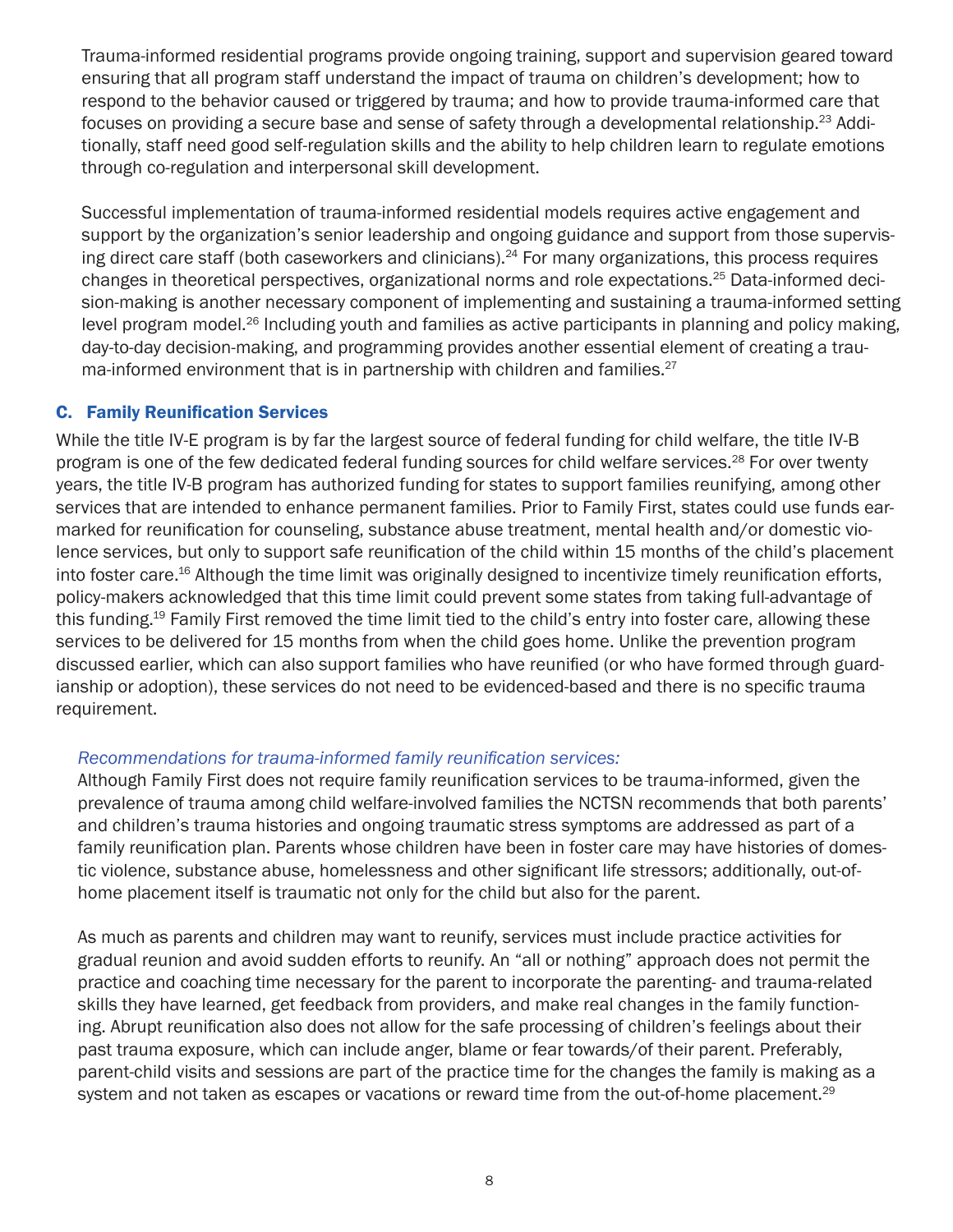Trauma-informed residential programs provide ongoing training, support and supervision geared toward ensuring that all program staff understand the impact of trauma on children's development; how to respond to the behavior caused or triggered by trauma; and how to provide trauma-informed care that focuses on providing a secure base and sense of safety through a developmental relationship.[23] Additionally, staff need good self-regulation skills and the ability to help children learn to regulate emotions through co-regulation and interpersonal skill development.

Successful implementation of trauma-informed residential models requires active engagement and support by the organization's senior leadership and ongoing guidance and support from those supervising direct care staff (both caseworkers and clinicians).[24] For many organizations, this process requires changes in theoretical perspectives, organizational norms and role expectations.[25] Data-informed decision-making is another necessary component of implementing and sustaining a trauma-informed setting level program model.[26] Including youth and families as active participants in planning and policy making, day-to-day decision-making, and programming provides another essential element of creating a trauma-informed environment that is in partnership with children and families.[27]

### C. Family Reunification Services

While the title IV-E program is by far the largest source of federal funding for child welfare, the title IV-B program is one of the few dedicated federal funding sources for child welfare services.[28] For over twenty years, the title IV-B program has authorized funding for states to support families reunifying, among other services that are intended to enhance permanent families. Prior to Family First, states could use funds earmarked for reunification for counseling, substance abuse treatment, mental health and/or domestic violence services, but only to support safe reunification of the child within 15 months of the child's placement into foster care.[16] Although the time limit was originally designed to incentivize timely reunification efforts, policy-makers acknowledged that this time limit could prevent some states from taking full-advantage of this funding.[19] Family First removed the time limit tied to the child's entry into foster care, allowing these services to be delivered for 15 months from when the child goes home. Unlike the prevention program discussed earlier, which can also support families who have reunified (or who have formed through guardianship or adoption), these services do not need to be evidenced-based and there is no specific trauma requirement.

*Recommendations for trauma-informed family reunification services:*

Although Family First does not require family reunification services to be trauma-informed, given the prevalence of trauma among child welfare-involved families the NCTSN recommends that both parents' and children's trauma histories and ongoing traumatic stress symptoms are addressed as part of a family reunification plan. Parents whose children have been in foster care may have histories of domestic violence, substance abuse, homelessness and other significant life stressors; additionally, out-of-home placement itself is traumatic not only for the child but also for the parent.

As much as parents and children may want to reunify, services must include practice activities for gradual reunion and avoid sudden efforts to reunify. An "all or nothing" approach does not permit the practice and coaching time necessary for the parent to incorporate the parenting- and trauma-related skills they have learned, get feedback from providers, and make real changes in the family functioning. Abrupt reunification also does not allow for the safe processing of children's feelings about their past trauma exposure, which can include anger, blame or fear towards/of their parent. Preferably, parent-child visits and sessions are part of the practice time for the changes the family is making as a system and not taken as escapes or vacations or reward time from the out-of-home placement.[29]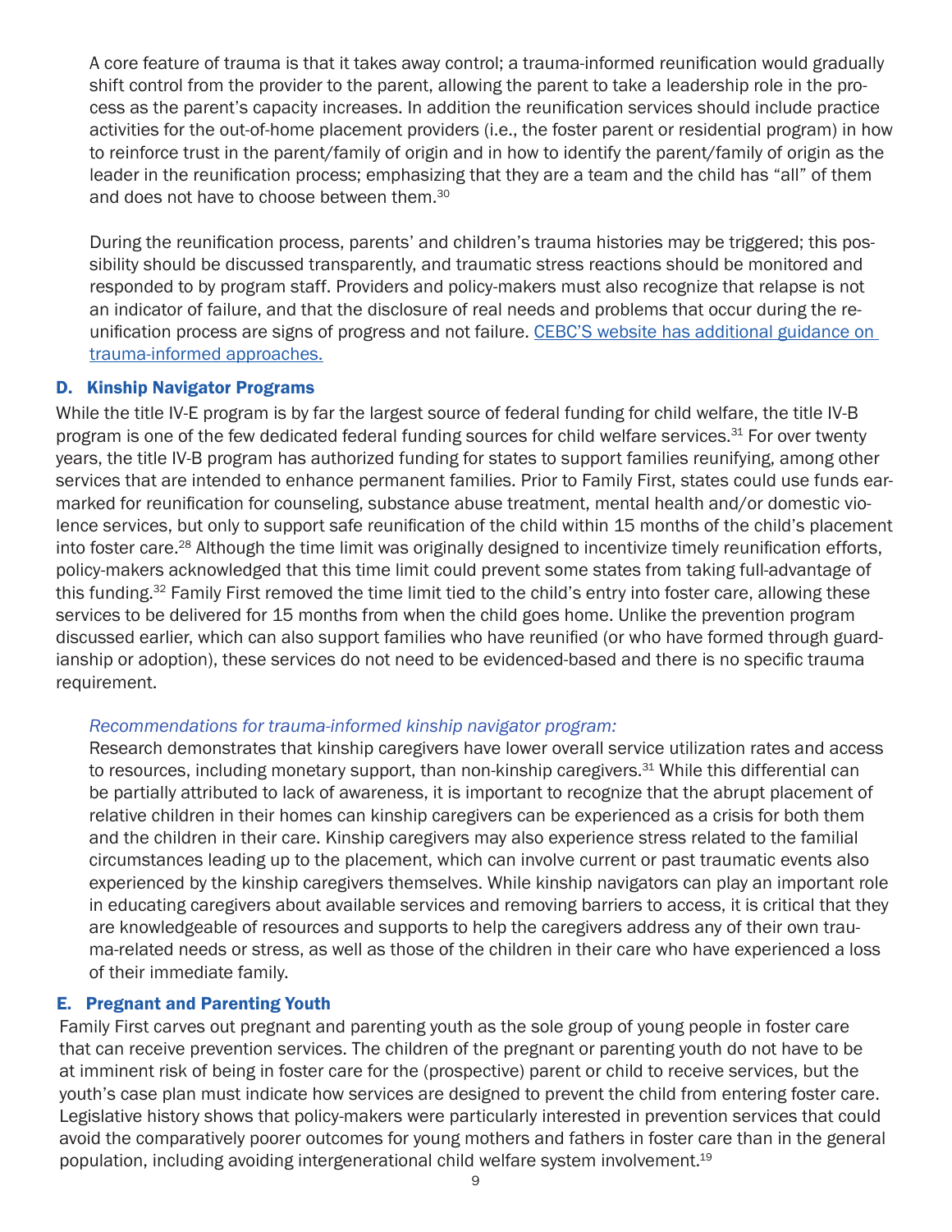A core feature of trauma is that it takes away control; a trauma-informed reunification would gradually shift control from the provider to the parent, allowing the parent to take a leadership role in the process as the parent's capacity increases. In addition the reunification services should include practice activities for the out-of-home placement providers (i.e., the foster parent or residential program) in how to reinforce trust in the parent/family of origin and in how to identify the parent/family of origin as the leader in the reunification process; emphasizing that they are a team and the child has "all" of them and does not have to choose between them.[30]

During the reunification process, parents' and children's trauma histories may be triggered; this possibility should be discussed transparently, and traumatic stress reactions should be monitored and responded to by program staff. Providers and policy-makers must also recognize that relapse is not an indicator of failure, and that the disclosure of real needs and problems that occur during the reunification process are signs of progress and not failure. [CEBC'S website has additional guidance on trauma-informed approaches.]

### D. Kinship Navigator Programs

While the title IV-E program is by far the largest source of federal funding for child welfare, the title IV-B program is one of the few dedicated federal funding sources for child welfare services.[31] For over twenty years, the title IV-B program has authorized funding for states to support families reunifying, among other services that are intended to enhance permanent families. Prior to Family First, states could use funds earmarked for reunification for counseling, substance abuse treatment, mental health and/or domestic violence services, but only to support safe reunification of the child within 15 months of the child's placement into foster care.[28] Although the time limit was originally designed to incentivize timely reunification efforts, policy-makers acknowledged that this time limit could prevent some states from taking full-advantage of this funding.[32] Family First removed the time limit tied to the child's entry into foster care, allowing these services to be delivered for 15 months from when the child goes home. Unlike the prevention program discussed earlier, which can also support families who have reunified (or who have formed through guardianship or adoption), these services do not need to be evidenced-based and there is no specific trauma requirement.

*Recommendations for trauma-informed kinship navigator program:*

Research demonstrates that kinship caregivers have lower overall service utilization rates and access to resources, including monetary support, than non-kinship caregivers.[31] While this differential can be partially attributed to lack of awareness, it is important to recognize that the abrupt placement of relative children in their homes can kinship caregivers can be experienced as a crisis for both them and the children in their care. Kinship caregivers may also experience stress related to the familial circumstances leading up to the placement, which can involve current or past traumatic events also experienced by the kinship caregivers themselves. While kinship navigators can play an important role in educating caregivers about available services and removing barriers to access, it is critical that they are knowledgeable of resources and supports to help the caregivers address any of their own trauma-related needs or stress, as well as those of the children in their care who have experienced a loss of their immediate family.

### E. Pregnant and Parenting Youth

Family First carves out pregnant and parenting youth as the sole group of young people in foster care that can receive prevention services. The children of the pregnant or parenting youth do not have to be at imminent risk of being in foster care for the (prospective) parent or child to receive services, but the youth's case plan must indicate how services are designed to prevent the child from entering foster care. Legislative history shows that policy-makers were particularly interested in prevention services that could avoid the comparatively poorer outcomes for young mothers and fathers in foster care than in the general population, including avoiding intergenerational child welfare system involvement.[19]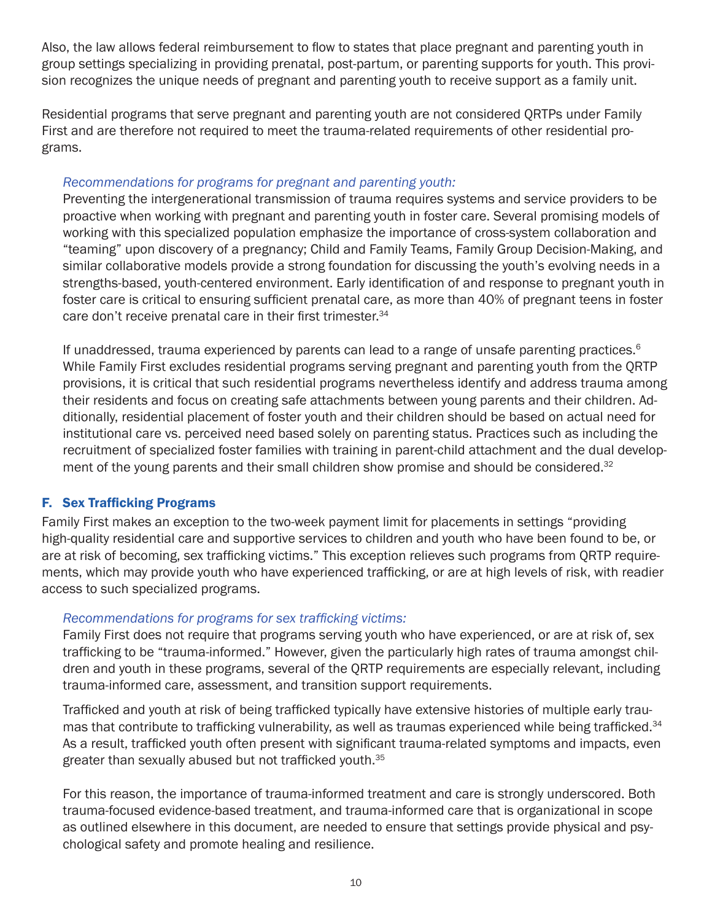Also, the law allows federal reimbursement to flow to states that place pregnant and parenting youth in group settings specializing in providing prenatal, post-partum, or parenting supports for youth. This provision recognizes the unique needs of pregnant and parenting youth to receive support as a family unit.

Residential programs that serve pregnant and parenting youth are not considered QRTPs under Family First and are therefore not required to meet the trauma-related requirements of other residential programs.

*Recommendations for programs for pregnant and parenting youth:*

Preventing the intergenerational transmission of trauma requires systems and service providers to be proactive when working with pregnant and parenting youth in foster care. Several promising models of working with this specialized population emphasize the importance of cross-system collaboration and "teaming" upon discovery of a pregnancy; Child and Family Teams, Family Group Decision-Making, and similar collaborative models provide a strong foundation for discussing the youth's evolving needs in a strengths-based, youth-centered environment. Early identification of and response to pregnant youth in foster care is critical to ensuring sufficient prenatal care, as more than 40% of pregnant teens in foster care don't receive prenatal care in their first trimester.[34]

If unaddressed, trauma experienced by parents can lead to a range of unsafe parenting practices.[6] While Family First excludes residential programs serving pregnant and parenting youth from the QRTP provisions, it is critical that such residential programs nevertheless identify and address trauma among their residents and focus on creating safe attachments between young parents and their children. Additionally, residential placement of foster youth and their children should be based on actual need for institutional care vs. perceived need based solely on parenting status. Practices such as including the recruitment of specialized foster families with training in parent-child attachment and the dual development of the young parents and their small children show promise and should be considered.[32]

### F. Sex Trafficking Programs

Family First makes an exception to the two-week payment limit for placements in settings "providing high-quality residential care and supportive services to children and youth who have been found to be, or are at risk of becoming, sex trafficking victims." This exception relieves such programs from QRTP requirements, which may provide youth who have experienced trafficking, or are at high levels of risk, with readier access to such specialized programs.

*Recommendations for programs for sex trafficking victims:*

Family First does not require that programs serving youth who have experienced, or are at risk of, sex trafficking to be "trauma-informed." However, given the particularly high rates of trauma amongst children and youth in these programs, several of the QRTP requirements are especially relevant, including trauma-informed care, assessment, and transition support requirements.

Trafficked and youth at risk of being trafficked typically have extensive histories of multiple early traumas that contribute to trafficking vulnerability, as well as traumas experienced while being trafficked.[34] As a result, trafficked youth often present with significant trauma-related symptoms and impacts, even greater than sexually abused but not trafficked youth.[35]

For this reason, the importance of trauma-informed treatment and care is strongly underscored. Both trauma-focused evidence-based treatment, and trauma-informed care that is organizational in scope as outlined elsewhere in this document, are needed to ensure that settings provide physical and psychological safety and promote healing and resilience.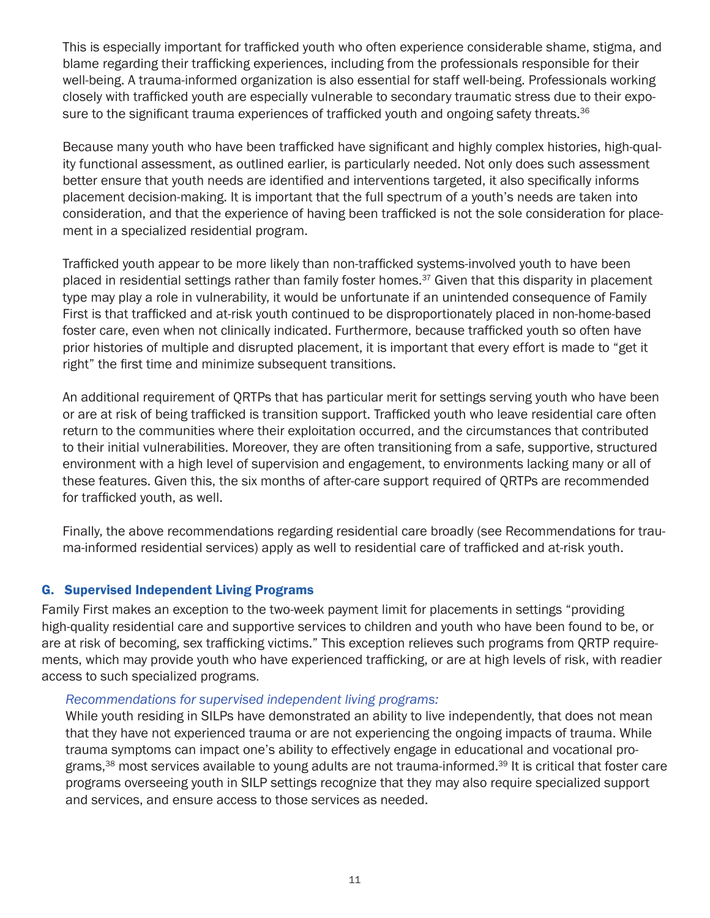This is especially important for trafficked youth who often experience considerable shame, stigma, and blame regarding their trafficking experiences, including from the professionals responsible for their well-being. A trauma-informed organization is also essential for staff well-being. Professionals working closely with trafficked youth are especially vulnerable to secondary traumatic stress due to their exposure to the significant trauma experiences of trafficked youth and ongoing safety threats.[36]

Because many youth who have been trafficked have significant and highly complex histories, high-quality functional assessment, as outlined earlier, is particularly needed. Not only does such assessment better ensure that youth needs are identified and interventions targeted, it also specifically informs placement decision-making. It is important that the full spectrum of a youth's needs are taken into consideration, and that the experience of having been trafficked is not the sole consideration for placement in a specialized residential program.

Trafficked youth appear to be more likely than non-trafficked systems-involved youth to have been placed in residential settings rather than family foster homes.[37] Given that this disparity in placement type may play a role in vulnerability, it would be unfortunate if an unintended consequence of Family First is that trafficked and at-risk youth continued to be disproportionately placed in non-home-based foster care, even when not clinically indicated. Furthermore, because trafficked youth so often have prior histories of multiple and disrupted placement, it is important that every effort is made to "get it right" the first time and minimize subsequent transitions.

An additional requirement of QRTPs that has particular merit for settings serving youth who have been or are at risk of being trafficked is transition support. Trafficked youth who leave residential care often return to the communities where their exploitation occurred, and the circumstances that contributed to their initial vulnerabilities. Moreover, they are often transitioning from a safe, supportive, structured environment with a high level of supervision and engagement, to environments lacking many or all of these features. Given this, the six months of after-care support required of QRTPs are recommended for trafficked youth, as well.

Finally, the above recommendations regarding residential care broadly (see Recommendations for trauma-informed residential services) apply as well to residential care of trafficked and at-risk youth.

## G. Supervised Independent Living Programs

Family First makes an exception to the two-week payment limit for placements in settings "providing high-quality residential care and supportive services to children and youth who have been found to be, or are at risk of becoming, sex trafficking victims." This exception relieves such programs from QRTP requirements, which may provide youth who have experienced trafficking, or are at high levels of risk, with readier access to such specialized programs.

*Recommendations for supervised independent living programs:*

While youth residing in SILPs have demonstrated an ability to live independently, that does not mean that they have not experienced trauma or are not experiencing the ongoing impacts of trauma. While trauma symptoms can impact one's ability to effectively engage in educational and vocational programs,[38] most services available to young adults are not trauma-informed.[39] It is critical that foster care programs overseeing youth in SILP settings recognize that they may also require specialized support and services, and ensure access to those services as needed.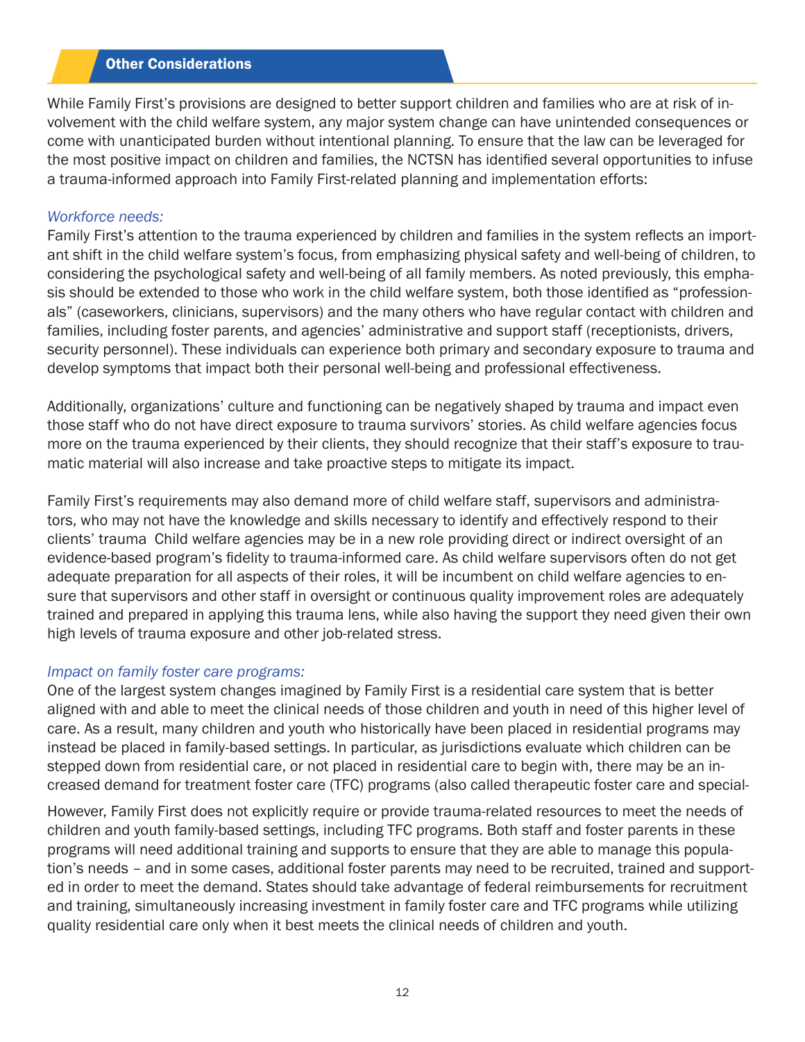## Other Considerations

While Family First's provisions are designed to better support children and families who are at risk of involvement with the child welfare system, any major system change can have unintended consequences or come with unanticipated burden without intentional planning. To ensure that the law can be leveraged for the most positive impact on children and families, the NCTSN has identified several opportunities to infuse a trauma-informed approach into Family First-related planning and implementation efforts:

*Workforce needs:*

Family First's attention to the trauma experienced by children and families in the system reflects an important shift in the child welfare system's focus, from emphasizing physical safety and well-being of children, to considering the psychological safety and well-being of all family members. As noted previously, this emphasis should be extended to those who work in the child welfare system, both those identified as "professionals" (caseworkers, clinicians, supervisors) and the many others who have regular contact with children and families, including foster parents, and agencies' administrative and support staff (receptionists, drivers, security personnel). These individuals can experience both primary and secondary exposure to trauma and develop symptoms that impact both their personal well-being and professional effectiveness.

Additionally, organizations' culture and functioning can be negatively shaped by trauma and impact even those staff who do not have direct exposure to trauma survivors' stories. As child welfare agencies focus more on the trauma experienced by their clients, they should recognize that their staff's exposure to traumatic material will also increase and take proactive steps to mitigate its impact.

Family First's requirements may also demand more of child welfare staff, supervisors and administrators, who may not have the knowledge and skills necessary to identify and effectively respond to their clients' trauma Child welfare agencies may be in a new role providing direct or indirect oversight of an evidence-based program's fidelity to trauma-informed care. As child welfare supervisors often do not get adequate preparation for all aspects of their roles, it will be incumbent on child welfare agencies to ensure that supervisors and other staff in oversight or continuous quality improvement roles are adequately trained and prepared in applying this trauma lens, while also having the support they need given their own high levels of trauma exposure and other job-related stress.

*Impact on family foster care programs:*

One of the largest system changes imagined by Family First is a residential care system that is better aligned with and able to meet the clinical needs of those children and youth in need of this higher level of care. As a result, many children and youth who historically have been placed in residential programs may instead be placed in family-based settings. In particular, as jurisdictions evaluate which children can be stepped down from residential care, or not placed in residential care to begin with, there may be an increased demand for treatment foster care (TFC) programs (also called therapeutic foster care and special-

However, Family First does not explicitly require or provide trauma-related resources to meet the needs of children and youth family-based settings, including TFC programs. Both staff and foster parents in these programs will need additional training and supports to ensure that they are able to manage this population's needs – and in some cases, additional foster parents may need to be recruited, trained and supported in order to meet the demand. States should take advantage of federal reimbursements for recruitment and training, simultaneously increasing investment in family foster care and TFC programs while utilizing quality residential care only when it best meets the clinical needs of children and youth.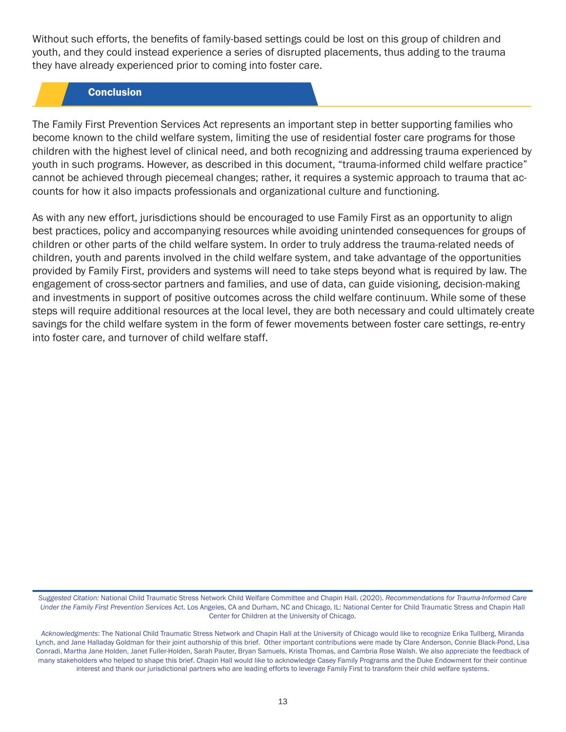Without such efforts, the benefits of family-based settings could be lost on this group of children and youth, and they could instead experience a series of disrupted placements, thus adding to the trauma they have already experienced prior to coming into foster care.

## Conclusion

The Family First Prevention Services Act represents an important step in better supporting families who become known to the child welfare system, limiting the use of residential foster care programs for those children with the highest level of clinical need, and both recognizing and addressing trauma experienced by youth in such programs. However, as described in this document, "trauma-informed child welfare practice" cannot be achieved through piecemeal changes; rather, it requires a systemic approach to trauma that accounts for how it also impacts professionals and organizational culture and functioning.

As with any new effort, jurisdictions should be encouraged to use Family First as an opportunity to align best practices, policy and accompanying resources while avoiding unintended consequences for groups of children or other parts of the child welfare system. In order to truly address the trauma-related needs of children, youth and parents involved in the child welfare system, and take advantage of the opportunities provided by Family First, providers and systems will need to take steps beyond what is required by law. The engagement of cross-sector partners and families, and use of data, can guide visioning, decision-making and investments in support of positive outcomes across the child welfare continuum. While some of these steps will require additional resources at the local level, they are both necessary and could ultimately create savings for the child welfare system in the form of fewer movements between foster care settings, re-entry into foster care, and turnover of child welfare staff.

---

*Suggested Citation:* National Child Traumatic Stress Network Child Welfare Committee and Chapin Hall. (2020). *Recommendations for Trauma-Informed Care Under the Family First Prevention Services* Act. Los Angeles, CA and Durham, NC and Chicago, IL: National Center for Child Traumatic Stress and Chapin Hall Center for Children at the University of Chicago.

*Acknowledgments*: The National Child Traumatic Stress Network and Chapin Hall at the University of Chicago would like to recognize Erika Tullberg, Miranda Lynch, and Jane Halladay Goldman for their joint authorship of this brief. Other important contributions were made by Clare Anderson, Connie Black-Pond, Lisa Conradi, Martha Jane Holden, Janet Fuller-Holden, Sarah Pauter, Bryan Samuels, Krista Thomas, and Cambria Rose Walsh. We also appreciate the feedback of many stakeholders who helped to shape this brief. Chapin Hall would like to acknowledge Casey Family Programs and the Duke Endowment for their continue interest and thank our jurisdictional partners who are leading efforts to leverage Family First to transform their child welfare systems.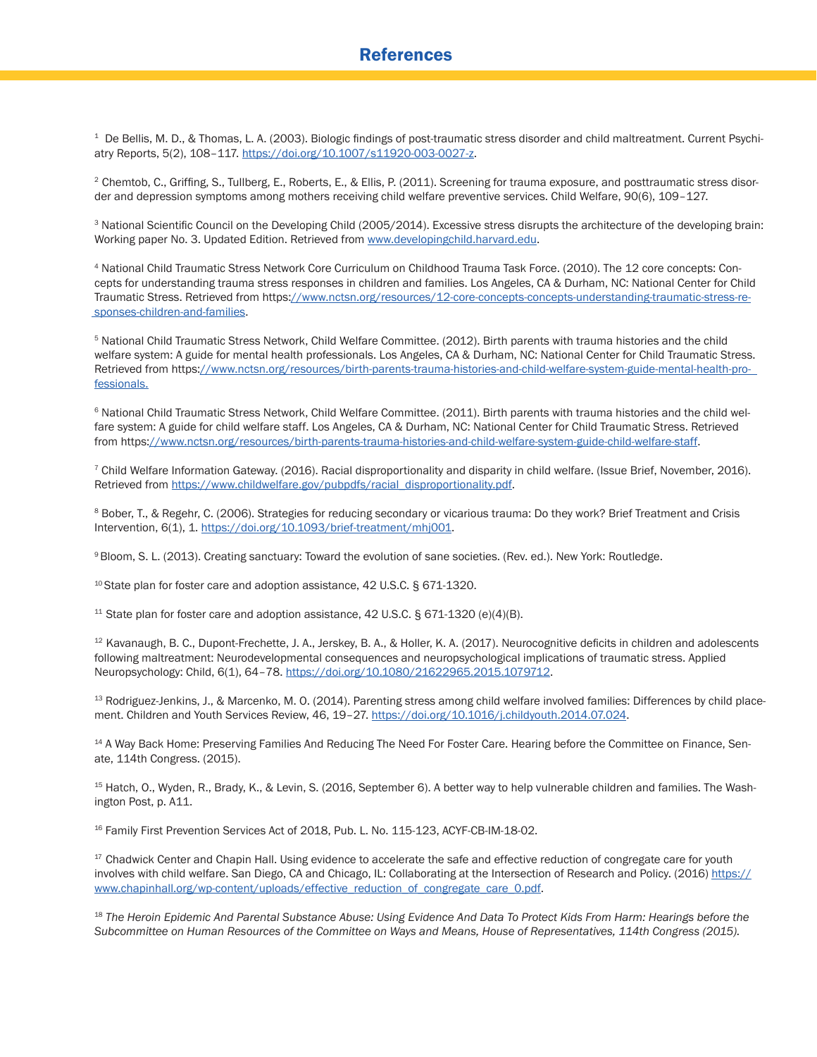# References

[1] De Bellis, M. D., & Thomas, L. A. (2003). Biologic findings of post-traumatic stress disorder and child maltreatment. Current Psychiatry Reports, 5(2), 108–117. https://doi.org/10.1007/s11920-003-0027-z.

[2] Chemtob, C., Griffing, S., Tullberg, E., Roberts, E., & Ellis, P. (2011). Screening for trauma exposure, and posttraumatic stress disorder and depression symptoms among mothers receiving child welfare preventive services. Child Welfare, 90(6), 109–127.

[3] National Scientific Council on the Developing Child (2005/2014). Excessive stress disrupts the architecture of the developing brain: Working paper No. 3. Updated Edition. Retrieved from www.developingchild.harvard.edu.

[4] National Child Traumatic Stress Network Core Curriculum on Childhood Trauma Task Force. (2010). The 12 core concepts: Concepts for understanding trauma stress responses in children and families. Los Angeles, CA & Durham, NC: National Center for Child Traumatic Stress. Retrieved from https://www.nctsn.org/resources/12-core-concepts-concepts-understanding-traumatic-stress-responses-children-and-families.

[5] National Child Traumatic Stress Network, Child Welfare Committee. (2012). Birth parents with trauma histories and the child welfare system: A guide for mental health professionals. Los Angeles, CA & Durham, NC: National Center for Child Traumatic Stress. Retrieved from https://www.nctsn.org/resources/birth-parents-trauma-histories-and-child-welfare-system-guide-mental-health-professionals.

[6] National Child Traumatic Stress Network, Child Welfare Committee. (2011). Birth parents with trauma histories and the child welfare system: A guide for child welfare staff. Los Angeles, CA & Durham, NC: National Center for Child Traumatic Stress. Retrieved from https://www.nctsn.org/resources/birth-parents-trauma-histories-and-child-welfare-system-guide-child-welfare-staff.

[7] Child Welfare Information Gateway. (2016). Racial disproportionality and disparity in child welfare. (Issue Brief, November, 2016). Retrieved from https://www.childwelfare.gov/pubpdfs/racial_disproportionality.pdf.

[8] Bober, T., & Regehr, C. (2006). Strategies for reducing secondary or vicarious trauma: Do they work? Brief Treatment and Crisis Intervention, 6(1), 1. https://doi.org/10.1093/brief-treatment/mhj001.

[9] Bloom, S. L. (2013). Creating sanctuary: Toward the evolution of sane societies. (Rev. ed.). New York: Routledge.

[10] State plan for foster care and adoption assistance, 42 U.S.C. § 671-1320.

[11] State plan for foster care and adoption assistance, 42 U.S.C. § 671-1320 (e)(4)(B).

[12] Kavanaugh, B. C., Dupont-Frechette, J. A., Jerskey, B. A., & Holler, K. A. (2017). Neurocognitive deficits in children and adolescents following maltreatment: Neurodevelopmental consequences and neuropsychological implications of traumatic stress. Applied Neuropsychology: Child, 6(1), 64–78. https://doi.org/10.1080/21622965.2015.1079712.

[13] Rodriguez-Jenkins, J., & Marcenko, M. O. (2014). Parenting stress among child welfare involved families: Differences by child placement. Children and Youth Services Review, 46, 19–27. https://doi.org/10.1016/j.childyouth.2014.07.024.

[14] A Way Back Home: Preserving Families And Reducing The Need For Foster Care. Hearing before the Committee on Finance, Senate, 114th Congress. (2015).

[15] Hatch, O., Wyden, R., Brady, K., & Levin, S. (2016, September 6). A better way to help vulnerable children and families. The Washington Post, p. A11.

[16] Family First Prevention Services Act of 2018, Pub. L. No. 115-123, ACYF-CB-IM-18-02.

[17] Chadwick Center and Chapin Hall. Using evidence to accelerate the safe and effective reduction of congregate care for youth involves with child welfare. San Diego, CA and Chicago, IL: Collaborating at the Intersection of Research and Policy. (2016) https://www.chapinhall.org/wp-content/uploads/effective_reduction_of_congregate_care_0.pdf.

[18] *The Heroin Epidemic And Parental Substance Abuse: Using Evidence And Data To Protect Kids From Harm: Hearings before the Subcommittee on Human Resources of the Committee on Ways and Means, House of Representatives, 114th Congress (2015).*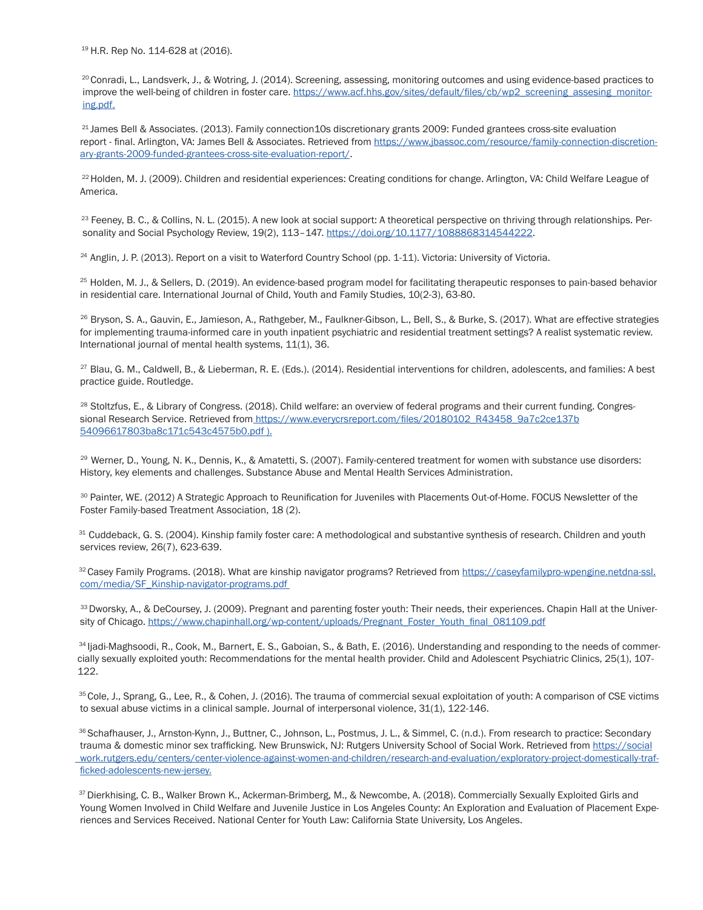[19] H.R. Rep No. 114-628 at (2016).

[20] Conradi, L., Landsverk, J., & Wotring, J. (2014). Screening, assessing, monitoring outcomes and using evidence-based practices to improve the well-being of children in foster care. https://www.acf.hhs.gov/sites/default/files/cb/wp2_screening_assesing_monitoring.pdf.

[21] James Bell & Associates. (2013). Family connection10s discretionary grants 2009: Funded grantees cross-site evaluation report - final. Arlington, VA: James Bell & Associates. Retrieved from https://www.jbassoc.com/resource/family-connection-discretionary-grants-2009-funded-grantees-cross-site-evaluation-report/.

[22] Holden, M. J. (2009). Children and residential experiences: Creating conditions for change. Arlington, VA: Child Welfare League of America.

[23] Feeney, B. C., & Collins, N. L. (2015). A new look at social support: A theoretical perspective on thriving through relationships. Personality and Social Psychology Review, 19(2), 113–147. https://doi.org/10.1177/1088868314544222.

[24] Anglin, J. P. (2013). Report on a visit to Waterford Country School (pp. 1-11). Victoria: University of Victoria.

[25] Holden, M. J., & Sellers, D. (2019). An evidence-based program model for facilitating therapeutic responses to pain-based behavior in residential care. International Journal of Child, Youth and Family Studies, 10(2-3), 63-80.

[26] Bryson, S. A., Gauvin, E., Jamieson, A., Rathgeber, M., Faulkner-Gibson, L., Bell, S., & Burke, S. (2017). What are effective strategies for implementing trauma-informed care in youth inpatient psychiatric and residential treatment settings? A realist systematic review. International journal of mental health systems, 11(1), 36.

[27] Blau, G. M., Caldwell, B., & Lieberman, R. E. (Eds.). (2014). Residential interventions for children, adolescents, and families: A best practice guide. Routledge.

[28] Stoltzfus, E., & Library of Congress. (2018). Child welfare: an overview of federal programs and their current funding. Congressional Research Service. Retrieved from https://www.everycrsreport.com/files/20180102_R43458_9a7c2ce137b54096617803ba8c171c543c4575b0.pdf ).

[29] Werner, D., Young, N. K., Dennis, K., & Amatetti, S. (2007). Family-centered treatment for women with substance use disorders: History, key elements and challenges. Substance Abuse and Mental Health Services Administration.

[30] Painter, WE. (2012) A Strategic Approach to Reunification for Juveniles with Placements Out-of-Home. FOCUS Newsletter of the Foster Family-based Treatment Association, 18 (2).

[31] Cuddeback, G. S. (2004). Kinship family foster care: A methodological and substantive synthesis of research. Children and youth services review, 26(7), 623-639.

[32] Casey Family Programs. (2018). What are kinship navigator programs? Retrieved from https://caseyfamilypro-wpengine.netdna-ssl.com/media/SF_Kinship-navigator-programs.pdf

[33] Dworsky, A., & DeCoursey, J. (2009). Pregnant and parenting foster youth: Their needs, their experiences. Chapin Hall at the University of Chicago. https://www.chapinhall.org/wp-content/uploads/Pregnant_Foster_Youth_final_081109.pdf

[34] Ijadi-Maghsoodi, R., Cook, M., Barnert, E. S., Gaboian, S., & Bath, E. (2016). Understanding and responding to the needs of commercially sexually exploited youth: Recommendations for the mental health provider. Child and Adolescent Psychiatric Clinics, 25(1), 107-122.

[35] Cole, J., Sprang, G., Lee, R., & Cohen, J. (2016). The trauma of commercial sexual exploitation of youth: A comparison of CSE victims to sexual abuse victims in a clinical sample. Journal of interpersonal violence, 31(1), 122-146.

[36] Schafhauser, J., Arnston-Kynn, J., Buttner, C., Johnson, L., Postmus, J. L., & Simmel, C. (n.d.). From research to practice: Secondary trauma & domestic minor sex trafficking. New Brunswick, NJ: Rutgers University School of Social Work. Retrieved from https://socialwork.rutgers.edu/centers/center-violence-against-women-and-children/research-and-evaluation/exploratory-project-domestically-trafficked-adolescents-new-jersey.

[37] Dierkhising, C. B., Walker Brown K., Ackerman-Brimberg, M., & Newcombe, A. (2018). Commercially Sexually Exploited Girls and Young Women Involved in Child Welfare and Juvenile Justice in Los Angeles County: An Exploration and Evaluation of Placement Experiences and Services Received. National Center for Youth Law: California State University, Los Angeles.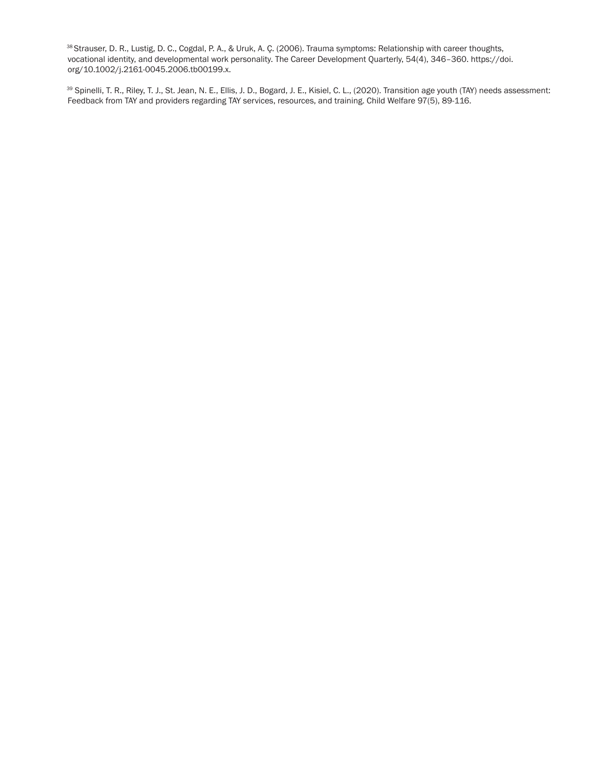[38] Strauser, D. R., Lustig, D. C., Cogdal, P. A., & Uruk, A. Ç. (2006). Trauma symptoms: Relationship with career thoughts, vocational identity, and developmental work personality. The Career Development Quarterly, 54(4), 346–360. https://doi.org/10.1002/j.2161-0045.2006.tb00199.x.

[39] Spinelli, T. R., Riley, T. J., St. Jean, N. E., Ellis, J. D., Bogard, J. E., Kisiel, C. L., (2020). Transition age youth (TAY) needs assessment: Feedback from TAY and providers regarding TAY services, resources, and training. Child Welfare 97(5), 89-116.